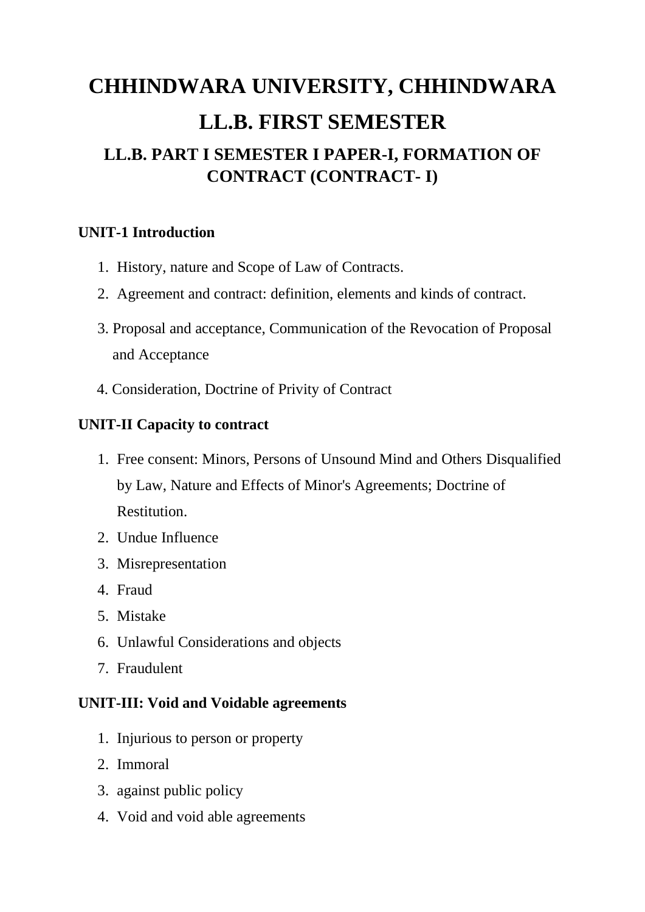# CHHINDWARA UNIVERSITY, CHHINDWARA

# LL.B. FIRST SEMESTER

## LL.B. PART I SEMESTER I PAPER-I, FORMATION OF CONTRACT (CONTRACT- I)

**UNIT-1 Introduction**

1. History, nature and Scope of Law of Contracts.
2. Agreement and contract: definition, elements and kinds of contract.
3. Proposal and acceptance, Communication of the Revocation of Proposal and Acceptance
4. Consideration, Doctrine of Privity of Contract

**UNIT-II Capacity to contract**

1. Free consent: Minors, Persons of Unsound Mind and Others Disqualified by Law, Nature and Effects of Minor's Agreements; Doctrine of Restitution.
2. Undue Influence
3. Misrepresentation
4. Fraud
5. Mistake
6. Unlawful Considerations and objects
7. Fraudulent

**UNIT-III: Void and Voidable agreements**

1. Injurious to person or property
2. Immoral
3. against public policy
4. Void and void able agreements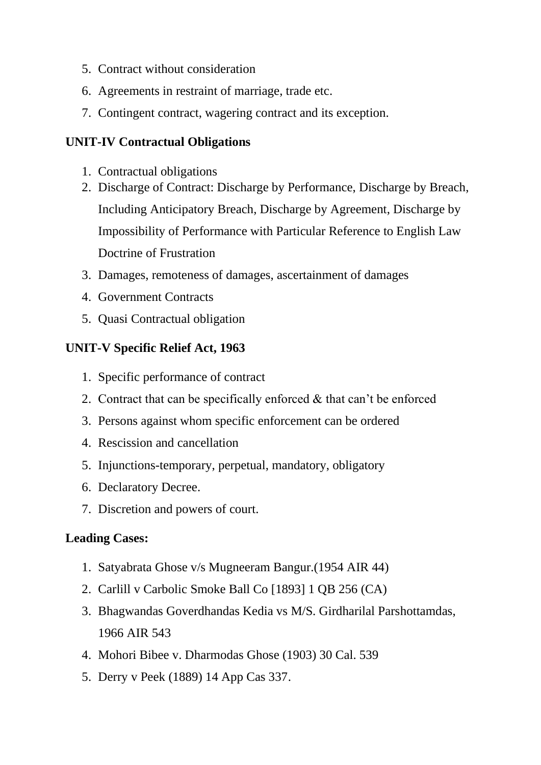5. Contract without consideration
6. Agreements in restraint of marriage, trade etc.
7. Contingent contract, wagering contract and its exception.

**UNIT-IV Contractual Obligations**

1. Contractual obligations
2. Discharge of Contract: Discharge by Performance, Discharge by Breach, Including Anticipatory Breach, Discharge by Agreement, Discharge by Impossibility of Performance with Particular Reference to English Law Doctrine of Frustration
3. Damages, remoteness of damages, ascertainment of damages
4. Government Contracts
5. Quasi Contractual obligation

**UNIT-V Specific Relief Act, 1963**

1. Specific performance of contract
2. Contract that can be specifically enforced & that can't be enforced
3. Persons against whom specific enforcement can be ordered
4. Rescission and cancellation
5. Injunctions-temporary, perpetual, mandatory, obligatory
6. Declaratory Decree.
7. Discretion and powers of court.

**Leading Cases:**

1. Satyabrata Ghose v/s Mugneeram Bangur.(1954 AIR 44)
2. Carlill v Carbolic Smoke Ball Co [1893] 1 QB 256 (CA)
3. Bhagwandas Goverdhandas Kedia vs M/S. Girdharilal Parshottamdas, 1966 AIR 543
4. Mohori Bibee v. Dharmodas Ghose (1903) 30 Cal. 539
5. Derry v Peek (1889) 14 App Cas 337.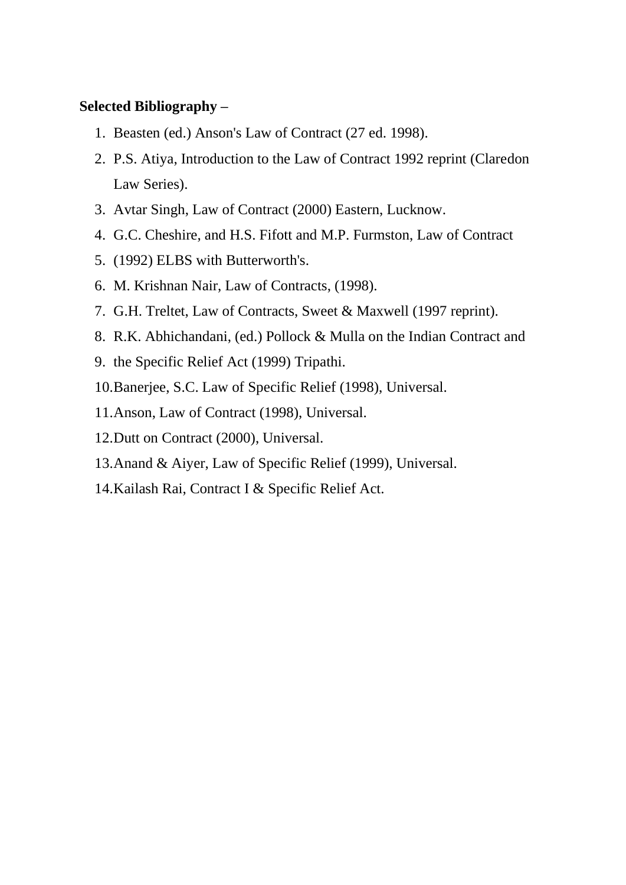**Selected Bibliography –**

1. Beasten (ed.) Anson's Law of Contract (27 ed. 1998).
2. P.S. Atiya, Introduction to the Law of Contract 1992 reprint (Claredon Law Series).
3. Avtar Singh, Law of Contract (2000) Eastern, Lucknow.
4. G.C. Cheshire, and H.S. Fifott and M.P. Furmston, Law of Contract
5. (1992) ELBS with Butterworth's.
6. M. Krishnan Nair, Law of Contracts, (1998).
7. G.H. Treltet, Law of Contracts, Sweet & Maxwell (1997 reprint).
8. R.K. Abhichandani, (ed.) Pollock & Mulla on the Indian Contract and
9. the Specific Relief Act (1999) Tripathi.
10. Banerjee, S.C. Law of Specific Relief (1998), Universal.
11. Anson, Law of Contract (1998), Universal.
12. Dutt on Contract (2000), Universal.
13. Anand & Aiyer, Law of Specific Relief (1999), Universal.
14. Kailash Rai, Contract I & Specific Relief Act.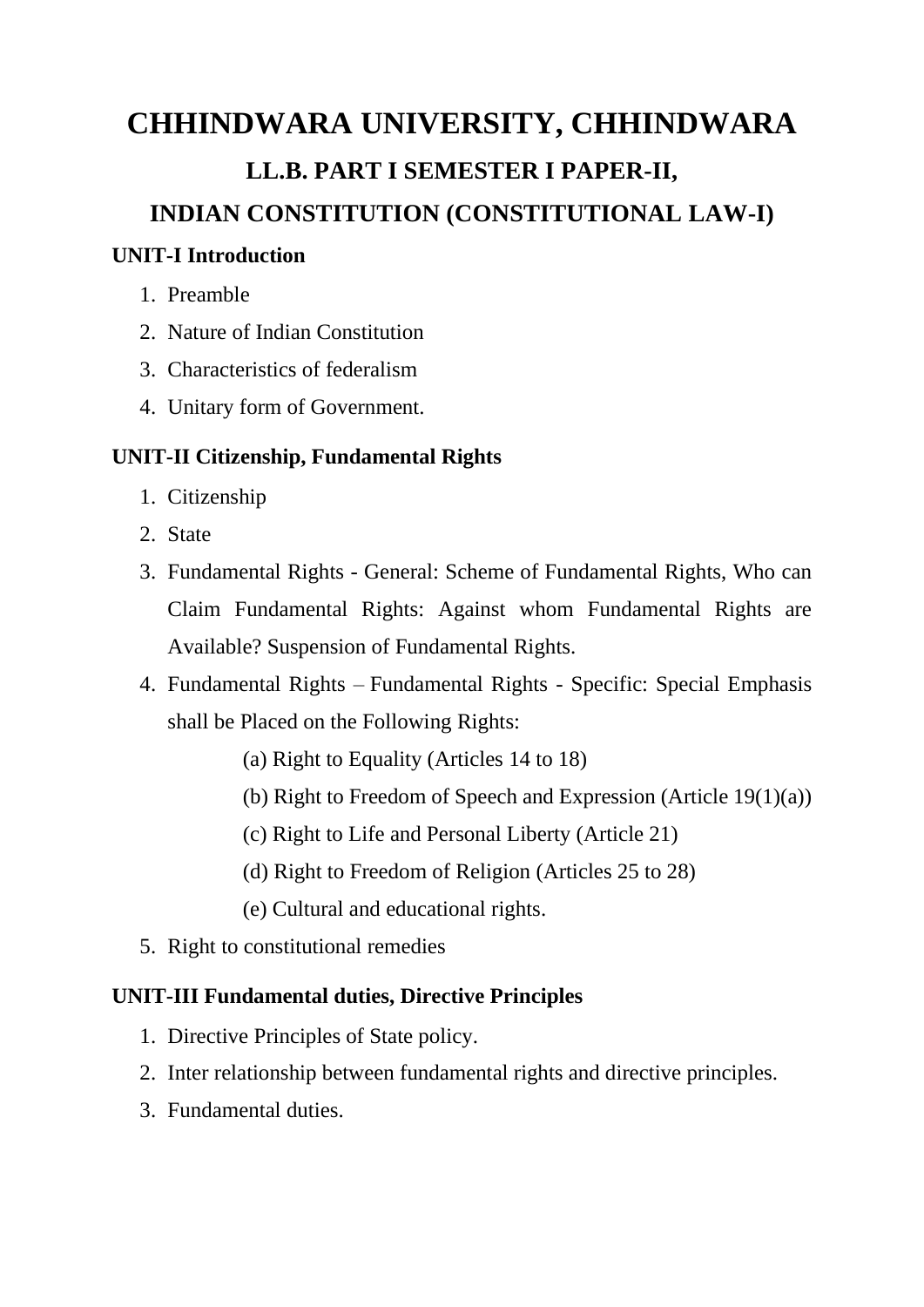# CHHINDWARA UNIVERSITY, CHHINDWARA

## LL.B. PART I SEMESTER I PAPER-II,

## INDIAN CONSTITUTION (CONSTITUTIONAL LAW-I)

**UNIT-I Introduction**

1. Preamble
2. Nature of Indian Constitution
3. Characteristics of federalism
4. Unitary form of Government.

**UNIT-II Citizenship, Fundamental Rights**

1. Citizenship
2. State
3. Fundamental Rights - General: Scheme of Fundamental Rights, Who can Claim Fundamental Rights: Against whom Fundamental Rights are Available? Suspension of Fundamental Rights.
4. Fundamental Rights – Fundamental Rights - Specific: Special Emphasis shall be Placed on the Following Rights:
   - (a) Right to Equality (Articles 14 to 18)
   - (b) Right to Freedom of Speech and Expression (Article 19(1)(a))
   - (c) Right to Life and Personal Liberty (Article 21)
   - (d) Right to Freedom of Religion (Articles 25 to 28)
   - (e) Cultural and educational rights.
5. Right to constitutional remedies

**UNIT-III Fundamental duties, Directive Principles**

1. Directive Principles of State policy.
2. Inter relationship between fundamental rights and directive principles.
3. Fundamental duties.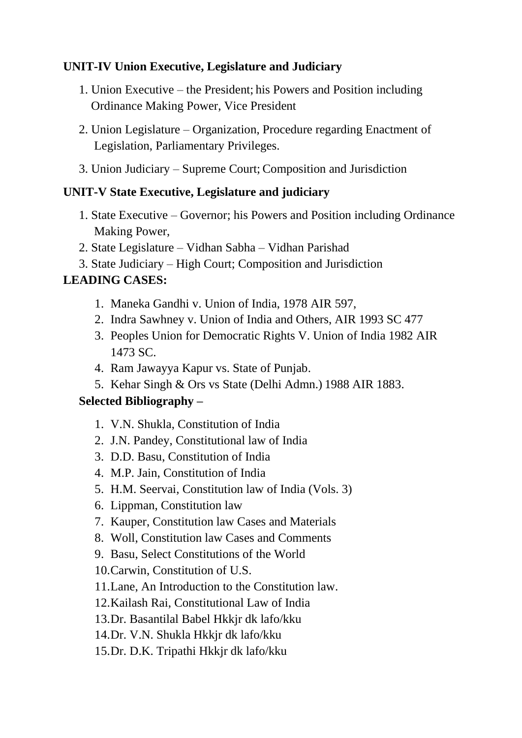**UNIT-IV Union Executive, Legislature and Judiciary**

1. Union Executive – the President; his Powers and Position including Ordinance Making Power, Vice President
2. Union Legislature – Organization, Procedure regarding Enactment of Legislation, Parliamentary Privileges.
3. Union Judiciary – Supreme Court; Composition and Jurisdiction

**UNIT-V State Executive, Legislature and judiciary**

1. State Executive – Governor; his Powers and Position including Ordinance Making Power,
2. State Legislature – Vidhan Sabha – Vidhan Parishad
3. State Judiciary – High Court; Composition and Jurisdiction

**LEADING CASES:**

1. Maneka Gandhi v. Union of India, 1978 AIR 597,
2. Indra Sawhney v. Union of India and Others, AIR 1993 SC 477
3. Peoples Union for Democratic Rights V. Union of India 1982 AIR 1473 SC.
4. Ram Jawayya Kapur vs. State of Punjab.
5. Kehar Singh & Ors vs State (Delhi Admn.) 1988 AIR 1883.

**Selected Bibliography –**

1. V.N. Shukla, Constitution of India
2. J.N. Pandey, Constitutional law of India
3. D.D. Basu, Constitution of India
4. M.P. Jain, Constitution of India
5. H.M. Seervai, Constitution law of India (Vols. 3)
6. Lippman, Constitution law
7. Kauper, Constitution law Cases and Materials
8. Woll, Constitution law Cases and Comments
9. Basu, Select Constitutions of the World
10. Carwin, Constitution of U.S.
11. Lane, An Introduction to the Constitution law.
12. Kailash Rai, Constitutional Law of India
13. Dr. Basantilal Babel Hkkjr dk lafo/kku
14. Dr. V.N. Shukla Hkkjr dk lafo/kku
15. Dr. D.K. Tripathi Hkkjr dk lafo/kku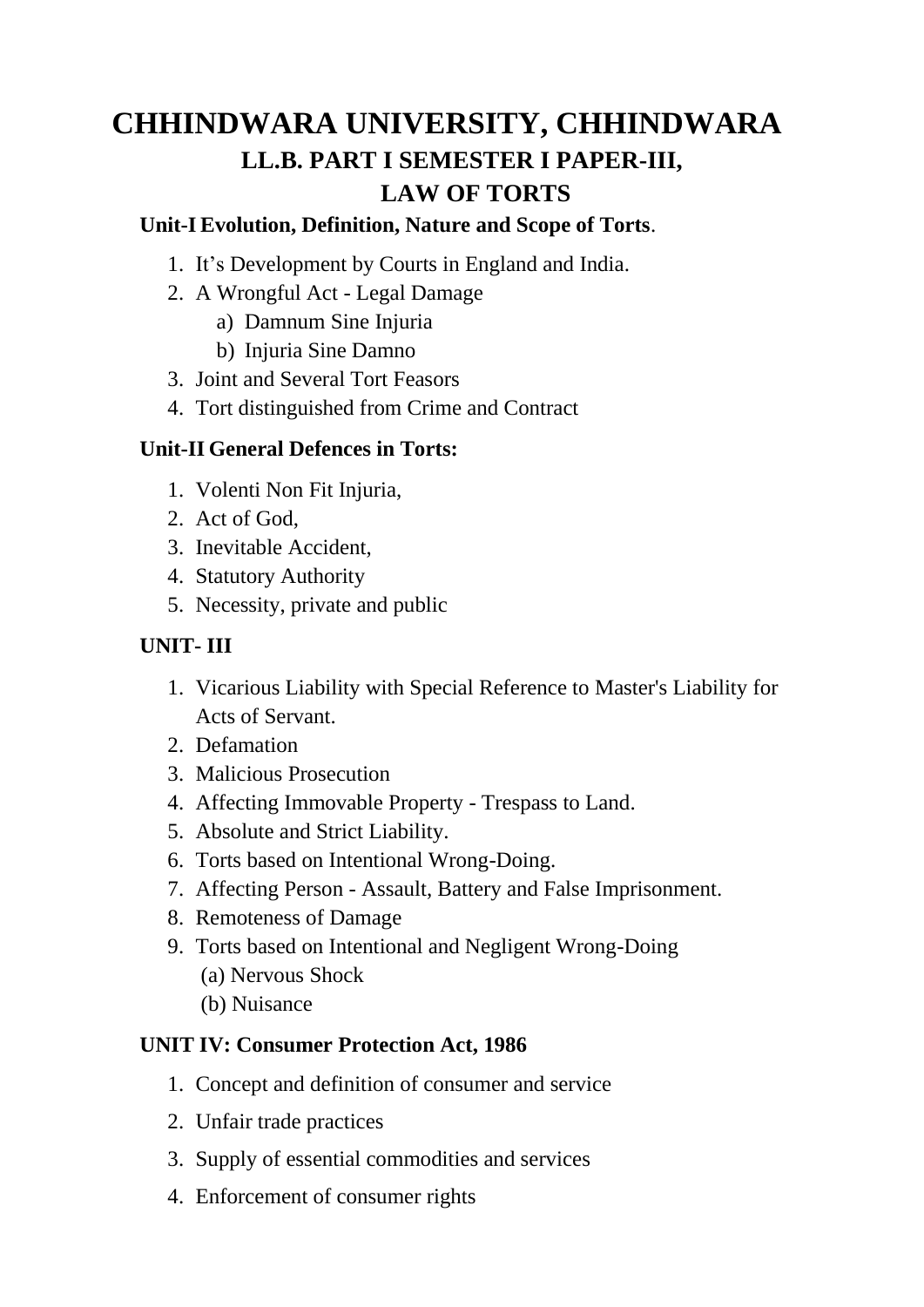# CHHINDWARA UNIVERSITY, CHHINDWARA

## LL.B. PART I SEMESTER I PAPER-III,

## LAW OF TORTS

**Unit-I Evolution, Definition, Nature and Scope of Torts**.

1. It's Development by Courts in England and India.
2. A Wrongful Act - Legal Damage
    a) Damnum Sine Injuria
    b) Injuria Sine Damno
3. Joint and Several Tort Feasors
4. Tort distinguished from Crime and Contract

**Unit-II General Defences in Torts:**

1. Volenti Non Fit Injuria,
2. Act of God,
3. Inevitable Accident,
4. Statutory Authority
5. Necessity, private and public

**UNIT- III**

1. Vicarious Liability with Special Reference to Master's Liability for Acts of Servant.
2. Defamation
3. Malicious Prosecution
4. Affecting Immovable Property - Trespass to Land.
5. Absolute and Strict Liability.
6. Torts based on Intentional Wrong-Doing.
7. Affecting Person - Assault, Battery and False Imprisonment.
8. Remoteness of Damage
9. Torts based on Intentional and Negligent Wrong-Doing
    (a) Nervous Shock
    (b) Nuisance

**UNIT IV: Consumer Protection Act, 1986**

1. Concept and definition of consumer and service
2. Unfair trade practices
3. Supply of essential commodities and services
4. Enforcement of consumer rights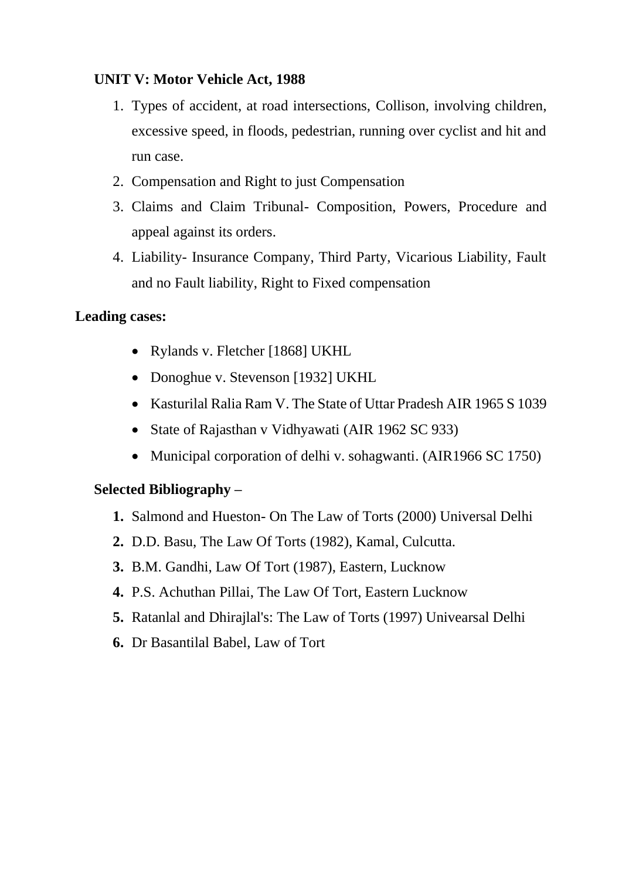**UNIT V: Motor Vehicle Act, 1988**

1. Types of accident, at road intersections, Collison, involving children, excessive speed, in floods, pedestrian, running over cyclist and hit and run case.
2. Compensation and Right to just Compensation
3. Claims and Claim Tribunal- Composition, Powers, Procedure and appeal against its orders.
4. Liability- Insurance Company, Third Party, Vicarious Liability, Fault and no Fault liability, Right to Fixed compensation

**Leading cases:**

- Rylands v. Fletcher [1868] UKHL
- Donoghue v. Stevenson [1932] UKHL
- Kasturilal Ralia Ram V. The State of Uttar Pradesh AIR 1965 S 1039
- State of Rajasthan v Vidhyawati (AIR 1962 SC 933)
- Municipal corporation of delhi v. sohagwanti. (AIR1966 SC 1750)

**Selected Bibliography –**

1. Salmond and Hueston- On The Law of Torts (2000) Universal Delhi
2. D.D. Basu, The Law Of Torts (1982), Kamal, Culcutta.
3. B.M. Gandhi, Law Of Tort (1987), Eastern, Lucknow
4. P.S. Achuthan Pillai, The Law Of Tort, Eastern Lucknow
5. Ratanlal and Dhirajlal's: The Law of Torts (1997) Univearsal Delhi
6. Dr Basantilal Babel, Law of Tort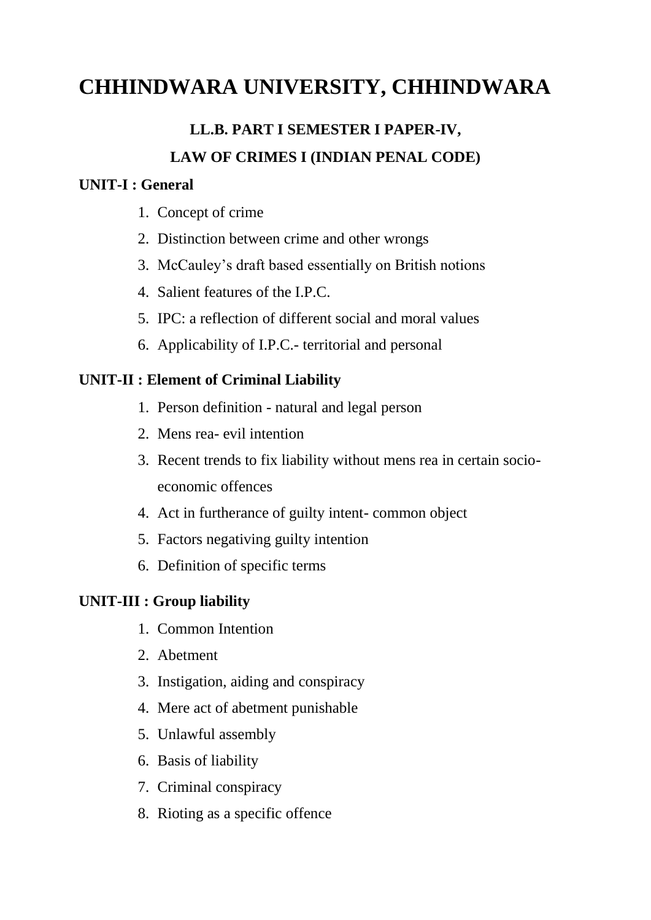# CHHINDWARA UNIVERSITY, CHHINDWARA

## LL.B. PART I SEMESTER I PAPER-IV,

## LAW OF CRIMES I (INDIAN PENAL CODE)

**UNIT-I : General**

1. Concept of crime
2. Distinction between crime and other wrongs
3. McCauley's draft based essentially on British notions
4. Salient features of the I.P.C.
5. IPC: a reflection of different social and moral values
6. Applicability of I.P.C.- territorial and personal

**UNIT-II : Element of Criminal Liability**

1. Person definition - natural and legal person
2. Mens rea- evil intention
3. Recent trends to fix liability without mens rea in certain socio-economic offences
4. Act in furtherance of guilty intent- common object
5. Factors negativing guilty intention
6. Definition of specific terms

**UNIT-III : Group liability**

1. Common Intention
2. Abetment
3. Instigation, aiding and conspiracy
4. Mere act of abetment punishable
5. Unlawful assembly
6. Basis of liability
7. Criminal conspiracy
8. Rioting as a specific offence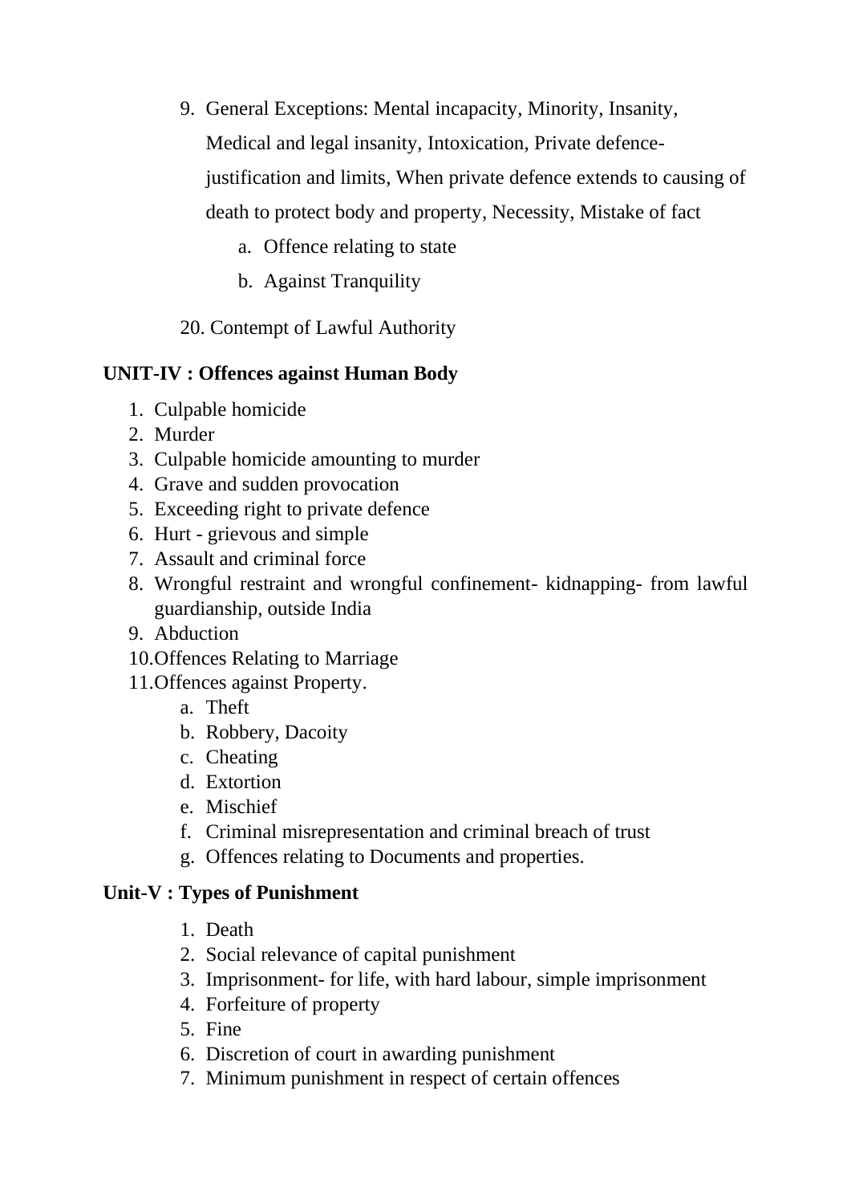9. General Exceptions: Mental incapacity, Minority, Insanity, Medical and legal insanity, Intoxication, Private defence-justification and limits, When private defence extends to causing of death to protect body and property, Necessity, Mistake of fact
   a. Offence relating to state
   b. Against Tranquility

20. Contempt of Lawful Authority

**UNIT-IV : Offences against Human Body**

1. Culpable homicide
2. Murder
3. Culpable homicide amounting to murder
4. Grave and sudden provocation
5. Exceeding right to private defence
6. Hurt - grievous and simple
7. Assault and criminal force
8. Wrongful restraint and wrongful confinement- kidnapping- from lawful guardianship, outside India
9. Abduction
10. Offences Relating to Marriage
11. Offences against Property.
    a. Theft
    b. Robbery, Dacoity
    c. Cheating
    d. Extortion
    e. Mischief
    f. Criminal misrepresentation and criminal breach of trust
    g. Offences relating to Documents and properties.

**Unit-V : Types of Punishment**

1. Death
2. Social relevance of capital punishment
3. Imprisonment- for life, with hard labour, simple imprisonment
4. Forfeiture of property
5. Fine
6. Discretion of court in awarding punishment
7. Minimum punishment in respect of certain offences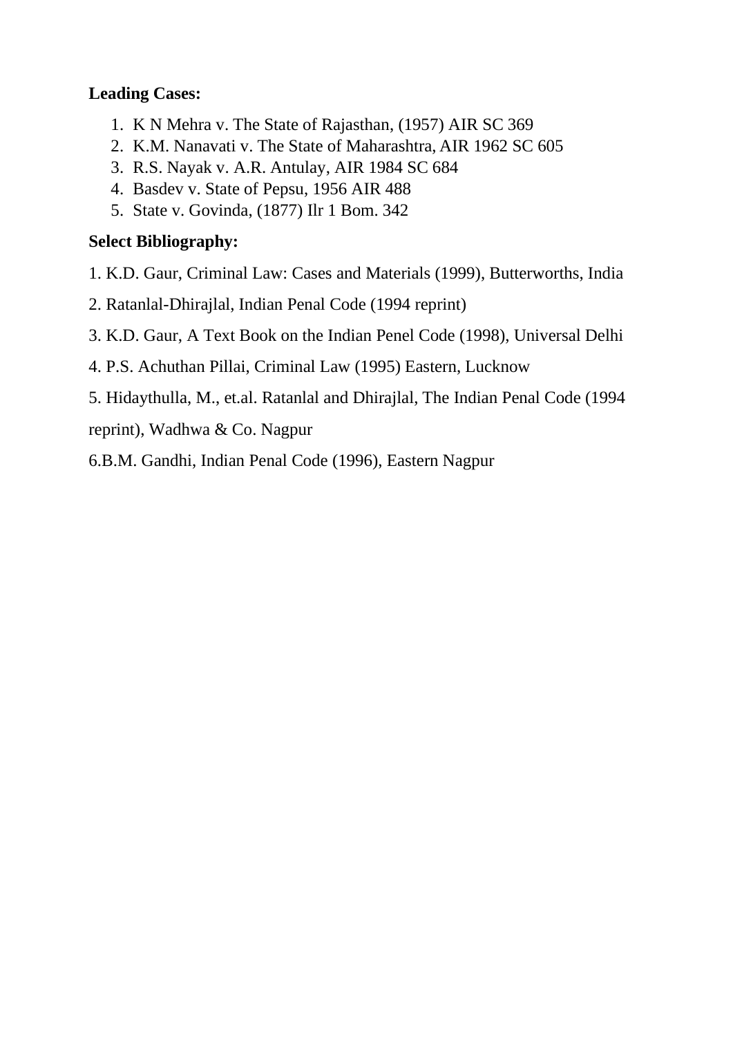**Leading Cases:**

1. K N Mehra v. The State of Rajasthan, (1957) AIR SC 369
2. K.M. Nanavati v. The State of Maharashtra, AIR 1962 SC 605
3. R.S. Nayak v. A.R. Antulay, AIR 1984 SC 684
4. Basdev v. State of Pepsu, 1956 AIR 488
5. State v. Govinda, (1877) Ilr 1 Bom. 342

**Select Bibliography:**

1. K.D. Gaur, Criminal Law: Cases and Materials (1999), Butterworths, India

2. Ratanlal-Dhirajlal, Indian Penal Code (1994 reprint)

3. K.D. Gaur, A Text Book on the Indian Penel Code (1998), Universal Delhi

4. P.S. Achuthan Pillai, Criminal Law (1995) Eastern, Lucknow

5. Hidaythulla, M., et.al. Ratanlal and Dhirajlal, The Indian Penal Code (1994 reprint), Wadhwa & Co. Nagpur

6.B.M. Gandhi, Indian Penal Code (1996), Eastern Nagpur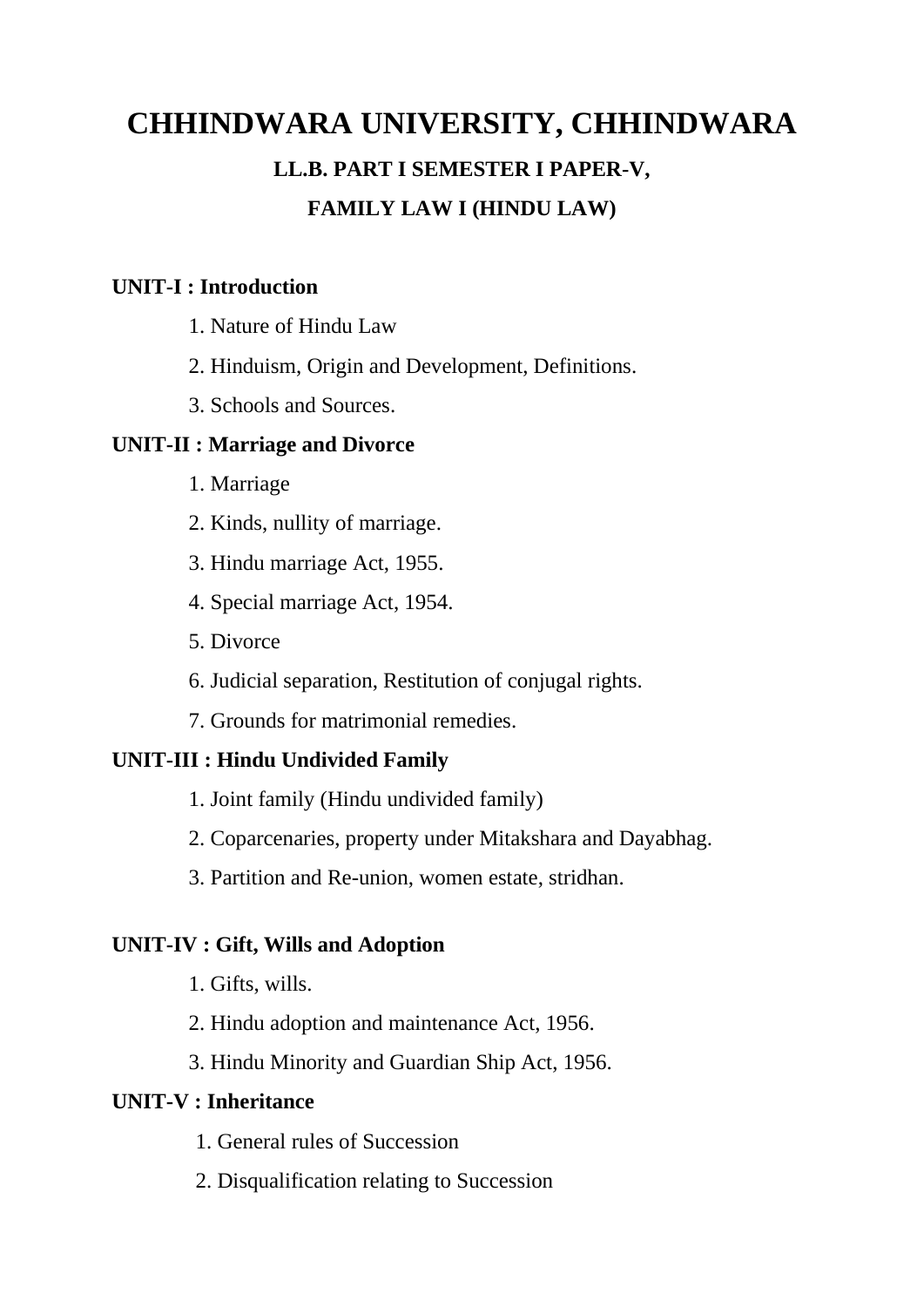# CHHINDWARA UNIVERSITY, CHHINDWARA

### LL.B. PART I SEMESTER I PAPER-V,

### FAMILY LAW I (HINDU LAW)

**UNIT-I : Introduction**

1. Nature of Hindu Law
2. Hinduism, Origin and Development, Definitions.
3. Schools and Sources.

**UNIT-II : Marriage and Divorce**

1. Marriage
2. Kinds, nullity of marriage.
3. Hindu marriage Act, 1955.
4. Special marriage Act, 1954.
5. Divorce
6. Judicial separation, Restitution of conjugal rights.
7. Grounds for matrimonial remedies.

**UNIT-III : Hindu Undivided Family**

1. Joint family (Hindu undivided family)
2. Coparcenaries, property under Mitakshara and Dayabhag.
3. Partition and Re-union, women estate, stridhan.

**UNIT-IV : Gift, Wills and Adoption**

1. Gifts, wills.
2. Hindu adoption and maintenance Act, 1956.
3. Hindu Minority and Guardian Ship Act, 1956.

**UNIT-V : Inheritance**

1. General rules of Succession
2. Disqualification relating to Succession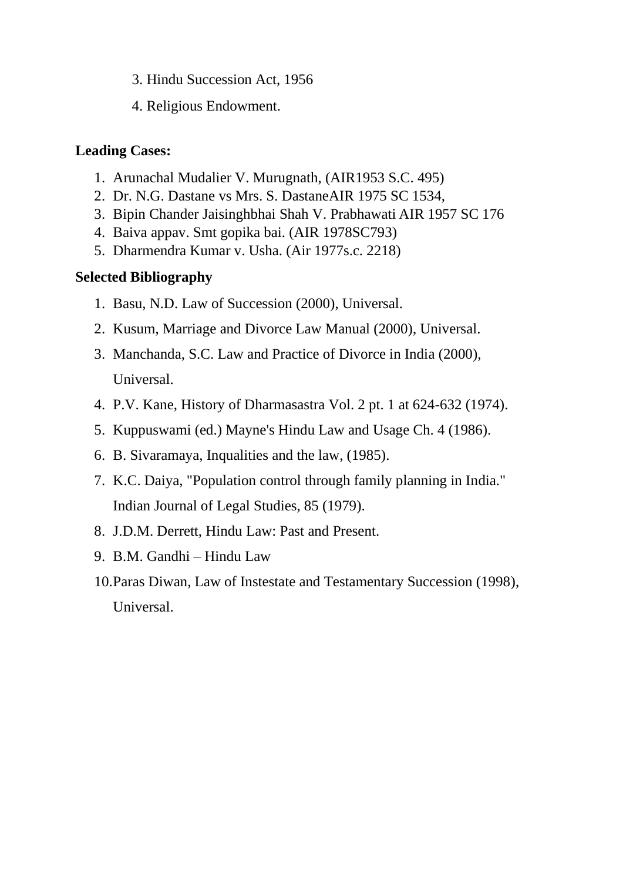3. Hindu Succession Act, 1956
4. Religious Endowment.

**Leading Cases:**

1. Arunachal Mudalier V. Murugnath, (AIR1953 S.C. 495)
2. Dr. N.G. Dastane vs Mrs. S. DastaneAIR 1975 SC 1534,
3. Bipin Chander Jaisinghbhai Shah V. Prabhawati AIR 1957 SC 176
4. Baiva appav. Smt gopika bai. (AIR 1978SC793)
5. Dharmendra Kumar v. Usha. (Air 1977s.c. 2218)

**Selected Bibliography**

1. Basu, N.D. Law of Succession (2000), Universal.
2. Kusum, Marriage and Divorce Law Manual (2000), Universal.
3. Manchanda, S.C. Law and Practice of Divorce in India (2000), Universal.
4. P.V. Kane, History of Dharmasastra Vol. 2 pt. 1 at 624-632 (1974).
5. Kuppuswami (ed.) Mayne's Hindu Law and Usage Ch. 4 (1986).
6. B. Sivaramaya, Inqualities and the law, (1985).
7. K.C. Daiya, "Population control through family planning in India." Indian Journal of Legal Studies, 85 (1979).
8. J.D.M. Derrett, Hindu Law: Past and Present.
9. B.M. Gandhi – Hindu Law
10. Paras Diwan, Law of Instestate and Testamentary Succession (1998), Universal.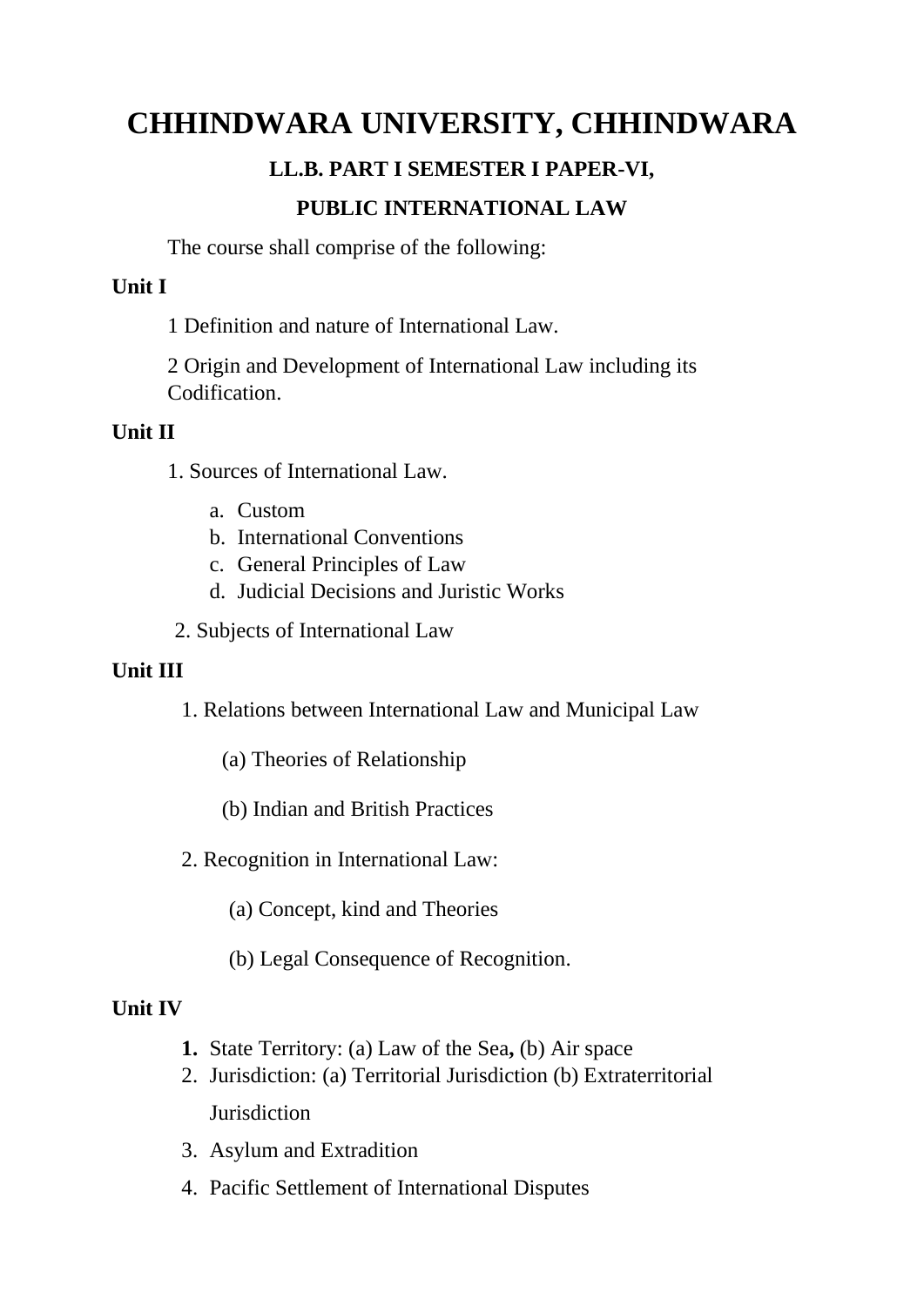# CHHINDWARA UNIVERSITY, CHHINDWARA

### LL.B. PART I SEMESTER I PAPER-VI,

### PUBLIC INTERNATIONAL LAW

The course shall comprise of the following:

**Unit I**

1 Definition and nature of International Law.

2 Origin and Development of International Law including its Codification.

**Unit II**

1. Sources of International Law.
    a. Custom
    b. International Conventions
    c. General Principles of Law
    d. Judicial Decisions and Juristic Works
2. Subjects of International Law

**Unit III**

1. Relations between International Law and Municipal Law

    (a) Theories of Relationship

    (b) Indian and British Practices

2. Recognition in International Law:

    (a) Concept, kind and Theories

    (b) Legal Consequence of Recognition.

**Unit IV**

1. State Territory: (a) Law of the Sea**,** (b) Air space
2. Jurisdiction: (a) Territorial Jurisdiction (b) Extraterritorial Jurisdiction
3. Asylum and Extradition
4. Pacific Settlement of International Disputes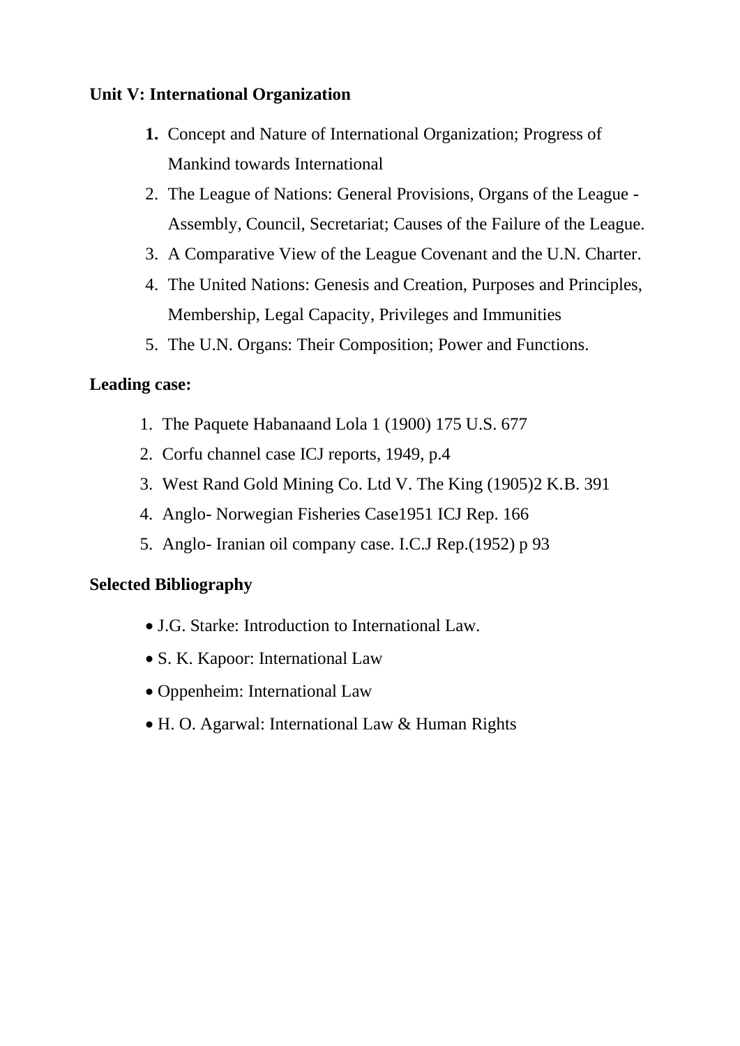**Unit V: International Organization**

1. Concept and Nature of International Organization; Progress of Mankind towards International
2. The League of Nations: General Provisions, Organs of the League - Assembly, Council, Secretariat; Causes of the Failure of the League.
3. A Comparative View of the League Covenant and the U.N. Charter.
4. The United Nations: Genesis and Creation, Purposes and Principles, Membership, Legal Capacity, Privileges and Immunities
5. The U.N. Organs: Their Composition; Power and Functions.

**Leading case:**

1. The Paquete Habanaand Lola 1 (1900) 175 U.S. 677
2. Corfu channel case ICJ reports, 1949, p.4
3. West Rand Gold Mining Co. Ltd V. The King (1905)2 K.B. 391
4. Anglo- Norwegian Fisheries Case1951 ICJ Rep. 166
5. Anglo- Iranian oil company case. I.C.J Rep.(1952) p 93

**Selected Bibliography**

- J.G. Starke: Introduction to International Law.
- S. K. Kapoor: International Law
- Oppenheim: International Law
- H. O. Agarwal: International Law & Human Rights